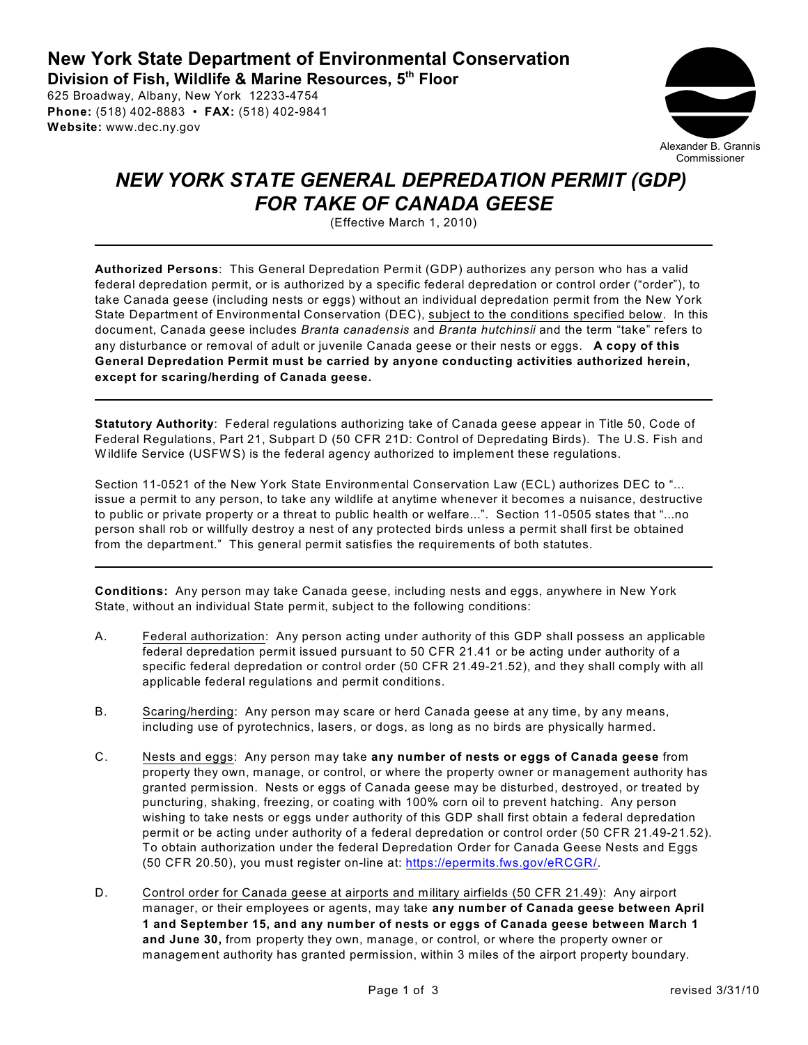**New York State Department of Environmental Conservation**
**Division of Fish, Wildlife & Marine Resources, 5th Floor**
625 Broadway, Albany, New York 12233-4754
**Phone:** (518) 402-8883 • **FAX:** (518) 402-9841
**Website:** www.dec.ny.gov

Alexander B. Grannis
Commissioner

# *NEW YORK STATE GENERAL DEPREDATION PERMIT (GDP) FOR TAKE OF CANADA GEESE*

(Effective March 1, 2010)

---

**Authorized Persons**: This General Depredation Permit (GDP) authorizes any person who has a valid federal depredation permit, or is authorized by a specific federal depredation or control order ("order"), to take Canada geese (including nests or eggs) without an individual depredation permit from the New York State Department of Environmental Conservation (DEC), subject to the conditions specified below. In this document, Canada geese includes *Branta canadensis* and *Branta hutchinsii* and the term "take" refers to any disturbance or removal of adult or juvenile Canada geese or their nests or eggs. **A copy of this General Depredation Permit must be carried by anyone conducting activities authorized herein, except for scaring/herding of Canada geese.**

---

**Statutory Authority**: Federal regulations authorizing take of Canada geese appear in Title 50, Code of Federal Regulations, Part 21, Subpart D (50 CFR 21D: Control of Depredating Birds). The U.S. Fish and Wildlife Service (USFWS) is the federal agency authorized to implement these regulations.

Section 11-0521 of the New York State Environmental Conservation Law (ECL) authorizes DEC to "... issue a permit to any person, to take any wildlife at anytime whenever it becomes a nuisance, destructive to public or private property or a threat to public health or welfare...". Section 11-0505 states that "...no person shall rob or willfully destroy a nest of any protected birds unless a permit shall first be obtained from the department." This general permit satisfies the requirements of both statutes.

---

**Conditions:** Any person may take Canada geese, including nests and eggs, anywhere in New York State, without an individual State permit, subject to the following conditions:

A. Federal authorization: Any person acting under authority of this GDP shall possess an applicable federal depredation permit issued pursuant to 50 CFR 21.41 or be acting under authority of a specific federal depredation or control order (50 CFR 21.49-21.52), and they shall comply with all applicable federal regulations and permit conditions.

B. Scaring/herding: Any person may scare or herd Canada geese at any time, by any means, including use of pyrotechnics, lasers, or dogs, as long as no birds are physically harmed.

C. Nests and eggs: Any person may take **any number of nests or eggs of Canada geese** from property they own, manage, or control, or where the property owner or management authority has granted permission. Nests or eggs of Canada geese may be disturbed, destroyed, or treated by puncturing, shaking, freezing, or coating with 100% corn oil to prevent hatching. Any person wishing to take nests or eggs under authority of this GDP shall first obtain a federal depredation permit or be acting under authority of a federal depredation or control order (50 CFR 21.49-21.52). To obtain authorization under the federal Depredation Order for Canada Geese Nests and Eggs (50 CFR 20.50), you must register on-line at: https://epermits.fws.gov/eRCGR/.

D. Control order for Canada geese at airports and military airfields (50 CFR 21.49): Any airport manager, or their employees or agents, may take **any number of Canada geese between April 1 and September 15, and any number of nests or eggs of Canada geese between March 1 and June 30,** from property they own, manage, or control, or where the property owner or management authority has granted permission, within 3 miles of the airport property boundary.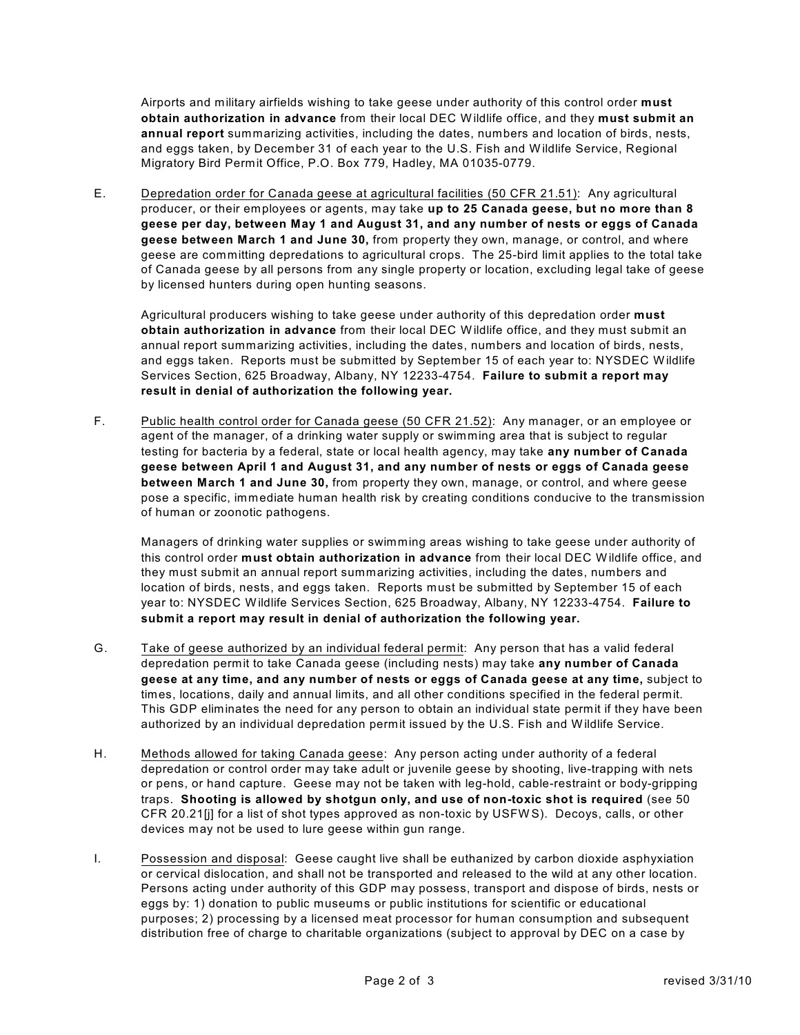Airports and military airfields wishing to take geese under authority of this control order **must obtain authorization in advance** from their local DEC Wildlife office, and they **must submit an annual report** summarizing activities, including the dates, numbers and location of birds, nests, and eggs taken, by December 31 of each year to the U.S. Fish and Wildlife Service, Regional Migratory Bird Permit Office, P.O. Box 779, Hadley, MA 01035-0779.

E. Depredation order for Canada geese at agricultural facilities (50 CFR 21.51): Any agricultural producer, or their employees or agents, may take **up to 25 Canada geese, but no more than 8 geese per day, between May 1 and August 31, and any number of nests or eggs of Canada geese between March 1 and June 30,** from property they own, manage, or control, and where geese are committing depredations to agricultural crops. The 25-bird limit applies to the total take of Canada geese by all persons from any single property or location, excluding legal take of geese by licensed hunters during open hunting seasons.

Agricultural producers wishing to take geese under authority of this depredation order **must obtain authorization in advance** from their local DEC Wildlife office, and they must submit an annual report summarizing activities, including the dates, numbers and location of birds, nests, and eggs taken. Reports must be submitted by September 15 of each year to: NYSDEC Wildlife Services Section, 625 Broadway, Albany, NY 12233-4754. **Failure to submit a report may result in denial of authorization the following year.**

F. Public health control order for Canada geese (50 CFR 21.52): Any manager, or an employee or agent of the manager, of a drinking water supply or swimming area that is subject to regular testing for bacteria by a federal, state or local health agency, may take **any number of Canada geese between April 1 and August 31, and any number of nests or eggs of Canada geese between March 1 and June 30,** from property they own, manage, or control, and where geese pose a specific, immediate human health risk by creating conditions conducive to the transmission of human or zoonotic pathogens.

Managers of drinking water supplies or swimming areas wishing to take geese under authority of this control order **must obtain authorization in advance** from their local DEC Wildlife office, and they must submit an annual report summarizing activities, including the dates, numbers and location of birds, nests, and eggs taken. Reports must be submitted by September 15 of each year to: NYSDEC Wildlife Services Section, 625 Broadway, Albany, NY 12233-4754. **Failure to submit a report may result in denial of authorization the following year.**

G. Take of geese authorized by an individual federal permit: Any person that has a valid federal depredation permit to take Canada geese (including nests) may take **any number of Canada geese at any time, and any number of nests or eggs of Canada geese at any time,** subject to times, locations, daily and annual limits, and all other conditions specified in the federal permit. This GDP eliminates the need for any person to obtain an individual state permit if they have been authorized by an individual depredation permit issued by the U.S. Fish and Wildlife Service.

H. Methods allowed for taking Canada geese: Any person acting under authority of a federal depredation or control order may take adult or juvenile geese by shooting, live-trapping with nets or pens, or hand capture. Geese may not be taken with leg-hold, cable-restraint or body-gripping traps. **Shooting is allowed by shotgun only, and use of non-toxic shot is required** (see 50 CFR 20.21[j] for a list of shot types approved as non-toxic by USFWS). Decoys, calls, or other devices may not be used to lure geese within gun range.

I. Possession and disposal: Geese caught live shall be euthanized by carbon dioxide asphyxiation or cervical dislocation, and shall not be transported and released to the wild at any other location. Persons acting under authority of this GDP may possess, transport and dispose of birds, nests or eggs by: 1) donation to public museums or public institutions for scientific or educational purposes; 2) processing by a licensed meat processor for human consumption and subsequent distribution free of charge to charitable organizations (subject to approval by DEC on a case by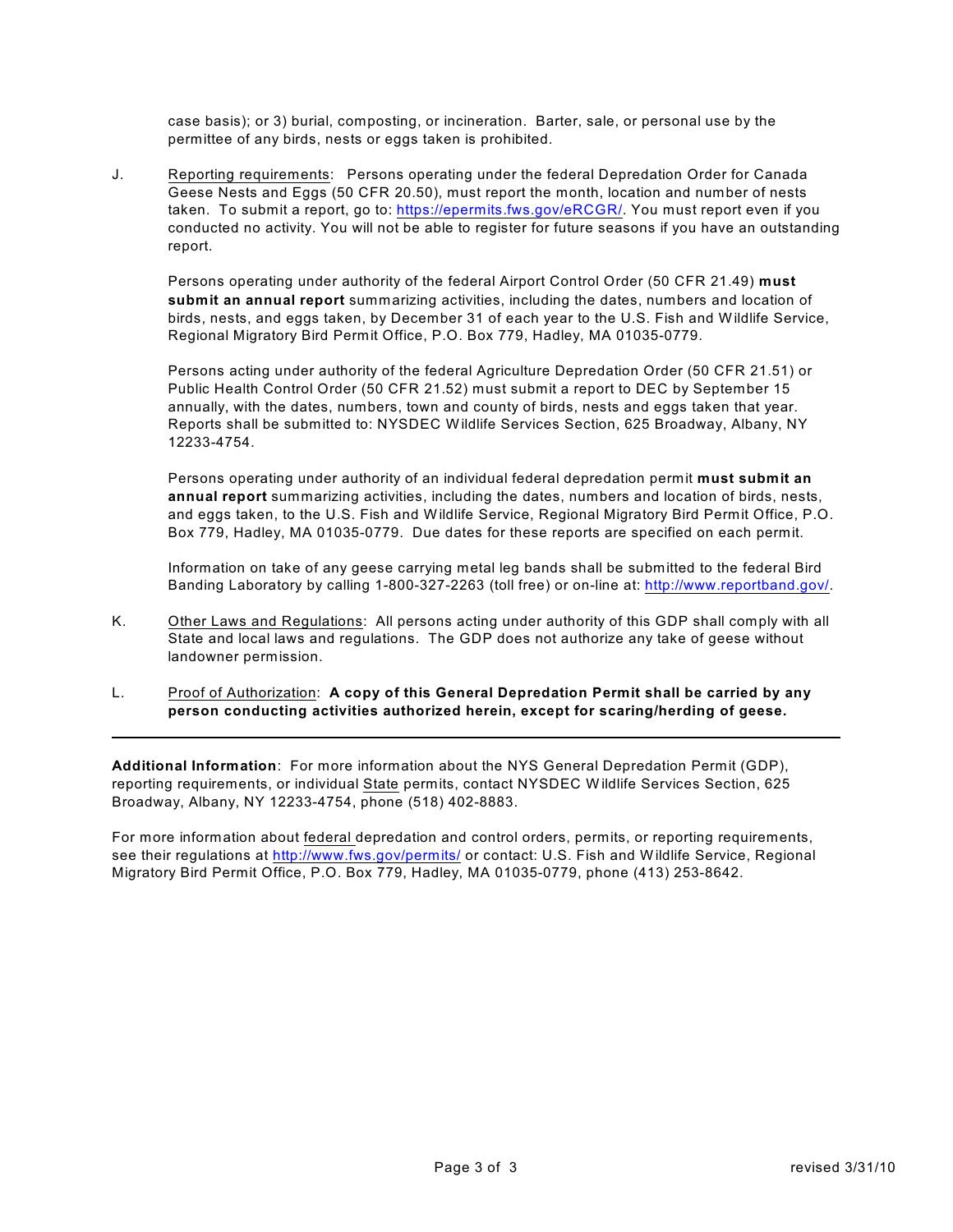case basis); or 3) burial, composting, or incineration. Barter, sale, or personal use by the permittee of any birds, nests or eggs taken is prohibited.

J. Reporting requirements: Persons operating under the federal Depredation Order for Canada Geese Nests and Eggs (50 CFR 20.50), must report the month, location and number of nests taken. To submit a report, go to: https://epermits.fws.gov/eRCGR/. You must report even if you conducted no activity. You will not be able to register for future seasons if you have an outstanding report.

   Persons operating under authority of the federal Airport Control Order (50 CFR 21.49) **must submit an annual report** summarizing activities, including the dates, numbers and location of birds, nests, and eggs taken, by December 31 of each year to the U.S. Fish and Wildlife Service, Regional Migratory Bird Permit Office, P.O. Box 779, Hadley, MA 01035-0779.

   Persons acting under authority of the federal Agriculture Depredation Order (50 CFR 21.51) or Public Health Control Order (50 CFR 21.52) must submit a report to DEC by September 15 annually, with the dates, numbers, town and county of birds, nests and eggs taken that year. Reports shall be submitted to: NYSDEC Wildlife Services Section, 625 Broadway, Albany, NY 12233-4754.

   Persons operating under authority of an individual federal depredation permit **must submit an annual report** summarizing activities, including the dates, numbers and location of birds, nests, and eggs taken, to the U.S. Fish and Wildlife Service, Regional Migratory Bird Permit Office, P.O. Box 779, Hadley, MA 01035-0779. Due dates for these reports are specified on each permit.

   Information on take of any geese carrying metal leg bands shall be submitted to the federal Bird Banding Laboratory by calling 1-800-327-2263 (toll free) or on-line at: http://www.reportband.gov/.

K. Other Laws and Regulations: All persons acting under authority of this GDP shall comply with all State and local laws and regulations. The GDP does not authorize any take of geese without landowner permission.

L. Proof of Authorization: **A copy of this General Depredation Permit shall be carried by any person conducting activities authorized herein, except for scaring/herding of geese.**

---

**Additional Information**: For more information about the NYS General Depredation Permit (GDP), reporting requirements, or individual State permits, contact NYSDEC Wildlife Services Section, 625 Broadway, Albany, NY 12233-4754, phone (518) 402-8883.

For more information about federal depredation and control orders, permits, or reporting requirements, see their regulations at http://www.fws.gov/permits/ or contact: U.S. Fish and Wildlife Service, Regional Migratory Bird Permit Office, P.O. Box 779, Hadley, MA 01035-0779, phone (413) 253-8642.

revised 3/31/10